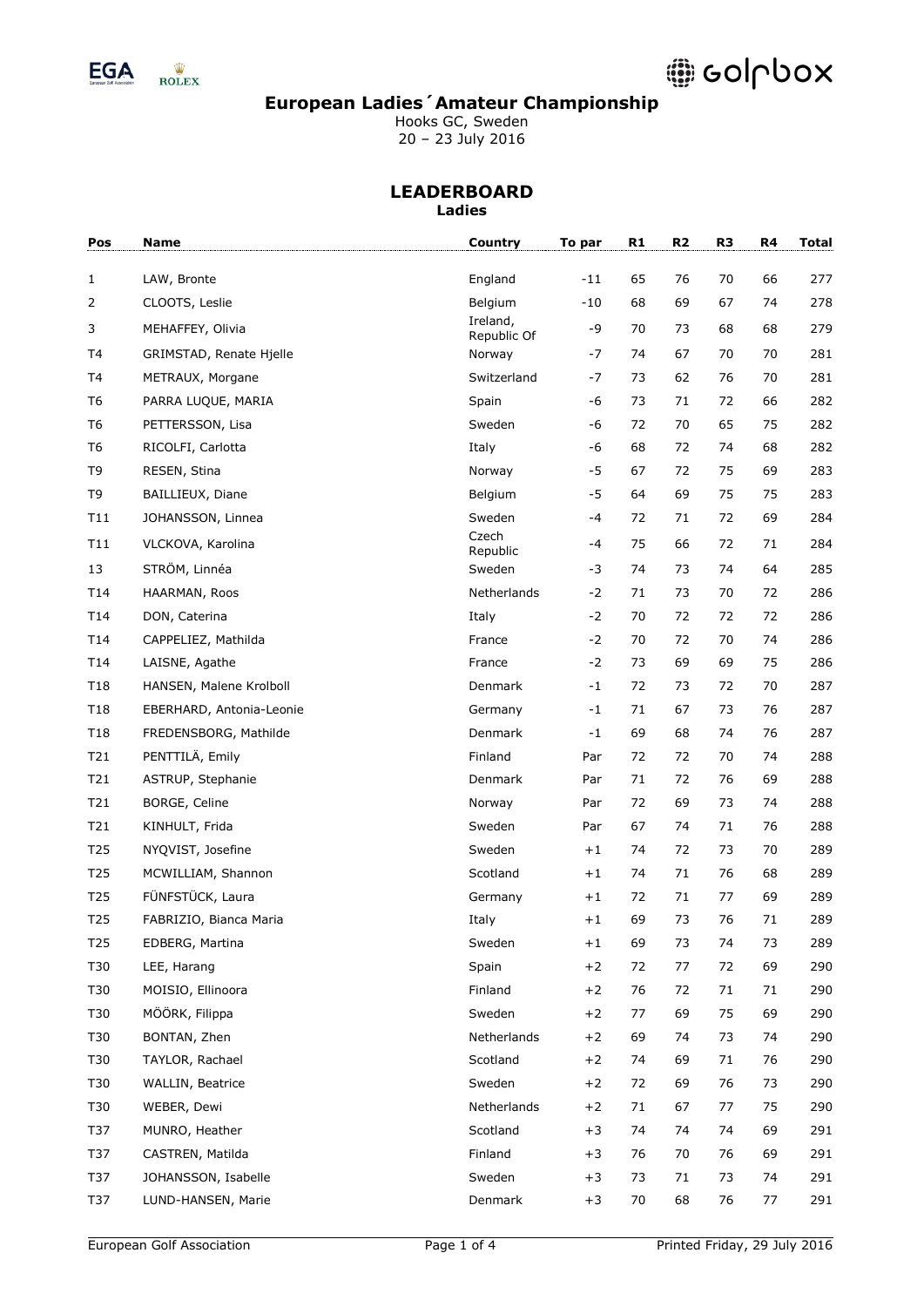# European Ladies´Amateur Championship

Hooks GC, Sweden
20 – 23 July 2016

## LEADERBOARD

**Ladies**

| Pos | Name | Country | To par | R1 | R2 | R3 | R4 | Total |
|---|---|---|---|---|---|---|---|---|
| 1 | LAW, Bronte | England | -11 | 65 | 76 | 70 | 66 | 277 |
| 2 | CLOOTS, Leslie | Belgium | -10 | 68 | 69 | 67 | 74 | 278 |
| 3 | MEHAFFEY, Olivia | Ireland, Republic Of | -9 | 70 | 73 | 68 | 68 | 279 |
| T4 | GRIMSTAD, Renate Hjelle | Norway | -7 | 74 | 67 | 70 | 70 | 281 |
| T4 | METRAUX, Morgane | Switzerland | -7 | 73 | 62 | 76 | 70 | 281 |
| T6 | PARRA LUQUE, MARIA | Spain | -6 | 73 | 71 | 72 | 66 | 282 |
| T6 | PETTERSSON, Lisa | Sweden | -6 | 72 | 70 | 65 | 75 | 282 |
| T6 | RICOLFI, Carlotta | Italy | -6 | 68 | 72 | 74 | 68 | 282 |
| T9 | RESEN, Stina | Norway | -5 | 67 | 72 | 75 | 69 | 283 |
| T9 | BAILLIEUX, Diane | Belgium | -5 | 64 | 69 | 75 | 75 | 283 |
| T11 | JOHANSSON, Linnea | Sweden | -4 | 72 | 71 | 72 | 69 | 284 |
| T11 | VLCKOVA, Karolina | Czech Republic | -4 | 75 | 66 | 72 | 71 | 284 |
| 13 | STRÖM, Linnéa | Sweden | -3 | 74 | 73 | 74 | 64 | 285 |
| T14 | HAARMAN, Roos | Netherlands | -2 | 71 | 73 | 70 | 72 | 286 |
| T14 | DON, Caterina | Italy | -2 | 70 | 72 | 72 | 72 | 286 |
| T14 | CAPPELIEZ, Mathilda | France | -2 | 70 | 72 | 70 | 74 | 286 |
| T14 | LAISNE, Agathe | France | -2 | 73 | 69 | 69 | 75 | 286 |
| T18 | HANSEN, Malene Krolboll | Denmark | -1 | 72 | 73 | 72 | 70 | 287 |
| T18 | EBERHARD, Antonia-Leonie | Germany | -1 | 71 | 67 | 73 | 76 | 287 |
| T18 | FREDENSBORG, Mathilde | Denmark | -1 | 69 | 68 | 74 | 76 | 287 |
| T21 | PENTTILÄ, Emily | Finland | Par | 72 | 72 | 70 | 74 | 288 |
| T21 | ASTRUP, Stephanie | Denmark | Par | 71 | 72 | 76 | 69 | 288 |
| T21 | BORGE, Celine | Norway | Par | 72 | 69 | 73 | 74 | 288 |
| T21 | KINHULT, Frida | Sweden | Par | 67 | 74 | 71 | 76 | 288 |
| T25 | NYQVIST, Josefine | Sweden | +1 | 74 | 72 | 73 | 70 | 289 |
| T25 | MCWILLIAM, Shannon | Scotland | +1 | 74 | 71 | 76 | 68 | 289 |
| T25 | FÜNFSTÜCK, Laura | Germany | +1 | 72 | 71 | 77 | 69 | 289 |
| T25 | FABRIZIO, Bianca Maria | Italy | +1 | 69 | 73 | 76 | 71 | 289 |
| T25 | EDBERG, Martina | Sweden | +1 | 69 | 73 | 74 | 73 | 289 |
| T30 | LEE, Harang | Spain | +2 | 72 | 77 | 72 | 69 | 290 |
| T30 | MOISIO, Ellinoora | Finland | +2 | 76 | 72 | 71 | 71 | 290 |
| T30 | MÖÖRK, Filippa | Sweden | +2 | 77 | 69 | 75 | 69 | 290 |
| T30 | BONTAN, Zhen | Netherlands | +2 | 69 | 74 | 73 | 74 | 290 |
| T30 | TAYLOR, Rachael | Scotland | +2 | 74 | 69 | 71 | 76 | 290 |
| T30 | WALLIN, Beatrice | Sweden | +2 | 72 | 69 | 76 | 73 | 290 |
| T30 | WEBER, Dewi | Netherlands | +2 | 71 | 67 | 77 | 75 | 290 |
| T37 | MUNRO, Heather | Scotland | +3 | 74 | 74 | 74 | 69 | 291 |
| T37 | CASTREN, Matilda | Finland | +3 | 76 | 70 | 76 | 69 | 291 |
| T37 | JOHANSSON, Isabelle | Sweden | +3 | 73 | 71 | 73 | 74 | 291 |
| T37 | LUND-HANSEN, Marie | Denmark | +3 | 70 | 68 | 76 | 77 | 291 |

European Golf Association | Printed Friday, 29 July 2016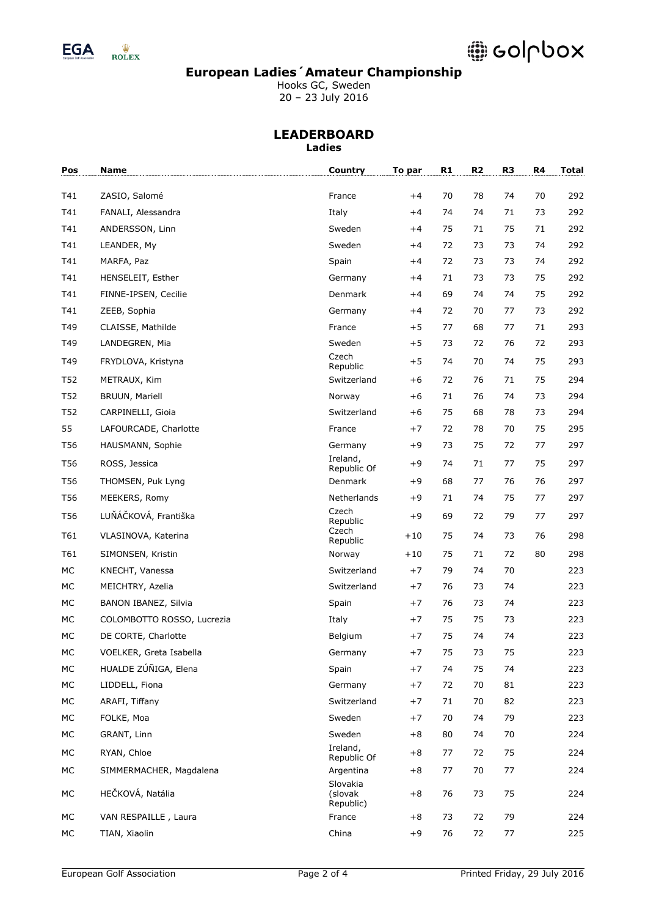# European Ladies´Amateur Championship

Hooks GC, Sweden
20 – 23 July 2016

## LEADERBOARD

**Ladies**

| Pos | Name | Country | To par | R1 | R2 | R3 | R4 | Total |
|---|---|---|---|---|---|---|---|---|
| T41 | ZASIO, Salomé | France | +4 | 70 | 78 | 74 | 70 | 292 |
| T41 | FANALI, Alessandra | Italy | +4 | 74 | 74 | 71 | 73 | 292 |
| T41 | ANDERSSON, Linn | Sweden | +4 | 75 | 71 | 75 | 71 | 292 |
| T41 | LEANDER, My | Sweden | +4 | 72 | 73 | 73 | 74 | 292 |
| T41 | MARFA, Paz | Spain | +4 | 72 | 73 | 73 | 74 | 292 |
| T41 | HENSELEIT, Esther | Germany | +4 | 71 | 73 | 73 | 75 | 292 |
| T41 | FINNE-IPSEN, Cecilie | Denmark | +4 | 69 | 74 | 74 | 75 | 292 |
| T41 | ZEEB, Sophia | Germany | +4 | 72 | 70 | 77 | 73 | 292 |
| T49 | CLAISSE, Mathilde | France | +5 | 77 | 68 | 77 | 71 | 293 |
| T49 | LANDEGREN, Mia | Sweden | +5 | 73 | 72 | 76 | 72 | 293 |
| T49 | FRYDLOVA, Kristyna | Czech Republic | +5 | 74 | 70 | 74 | 75 | 293 |
| T52 | METRAUX, Kim | Switzerland | +6 | 72 | 76 | 71 | 75 | 294 |
| T52 | BRUUN, Mariell | Norway | +6 | 71 | 76 | 74 | 73 | 294 |
| T52 | CARPINELLI, Gioia | Switzerland | +6 | 75 | 68 | 78 | 73 | 294 |
| 55 | LAFOURCADE, Charlotte | France | +7 | 72 | 78 | 70 | 75 | 295 |
| T56 | HAUSMANN, Sophie | Germany | +9 | 73 | 75 | 72 | 77 | 297 |
| T56 | ROSS, Jessica | Ireland, Republic Of | +9 | 74 | 71 | 77 | 75 | 297 |
| T56 | THOMSEN, Puk Lyng | Denmark | +9 | 68 | 77 | 76 | 76 | 297 |
| T56 | MEEKERS, Romy | Netherlands | +9 | 71 | 74 | 75 | 77 | 297 |
| T56 | LUŇÁČKOVÁ, Františka | Czech Republic | +9 | 69 | 72 | 79 | 77 | 297 |
| T61 | VLASINOVA, Katerina | Czech Republic | +10 | 75 | 74 | 73 | 76 | 298 |
| T61 | SIMONSEN, Kristin | Norway | +10 | 75 | 71 | 72 | 80 | 298 |
| MC | KNECHT, Vanessa | Switzerland | +7 | 79 | 74 | 70 | | 223 |
| MC | MEICHTRY, Azelia | Switzerland | +7 | 76 | 73 | 74 | | 223 |
| MC | BANON IBANEZ, Silvia | Spain | +7 | 76 | 73 | 74 | | 223 |
| MC | COLOMBOTTO ROSSO, Lucrezia | Italy | +7 | 75 | 75 | 73 | | 223 |
| MC | DE CORTE, Charlotte | Belgium | +7 | 75 | 74 | 74 | | 223 |
| MC | VOELKER, Greta Isabella | Germany | +7 | 75 | 73 | 75 | | 223 |
| MC | HUALDE ZÚÑIGA, Elena | Spain | +7 | 74 | 75 | 74 | | 223 |
| MC | LIDDELL, Fiona | Germany | +7 | 72 | 70 | 81 | | 223 |
| MC | ARAFI, Tiffany | Switzerland | +7 | 71 | 70 | 82 | | 223 |
| MC | FOLKE, Moa | Sweden | +7 | 70 | 74 | 79 | | 223 |
| MC | GRANT, Linn | Sweden | +8 | 80 | 74 | 70 | | 224 |
| MC | RYAN, Chloe | Ireland, Republic Of | +8 | 77 | 72 | 75 | | 224 |
| MC | SIMMERMACHER, Magdalena | Argentina | +8 | 77 | 70 | 77 | | 224 |
| MC | HEČKOVÁ, Natália | Slovakia (slovak Republic) | +8 | 76 | 73 | 75 | | 224 |
| MC | VAN RESPAILLE , Laura | France | +8 | 73 | 72 | 79 | | 224 |
| MC | TIAN, Xiaolin | China | +9 | 76 | 72 | 77 | | 225 |

European Golf Association — Printed Friday, 29 July 2016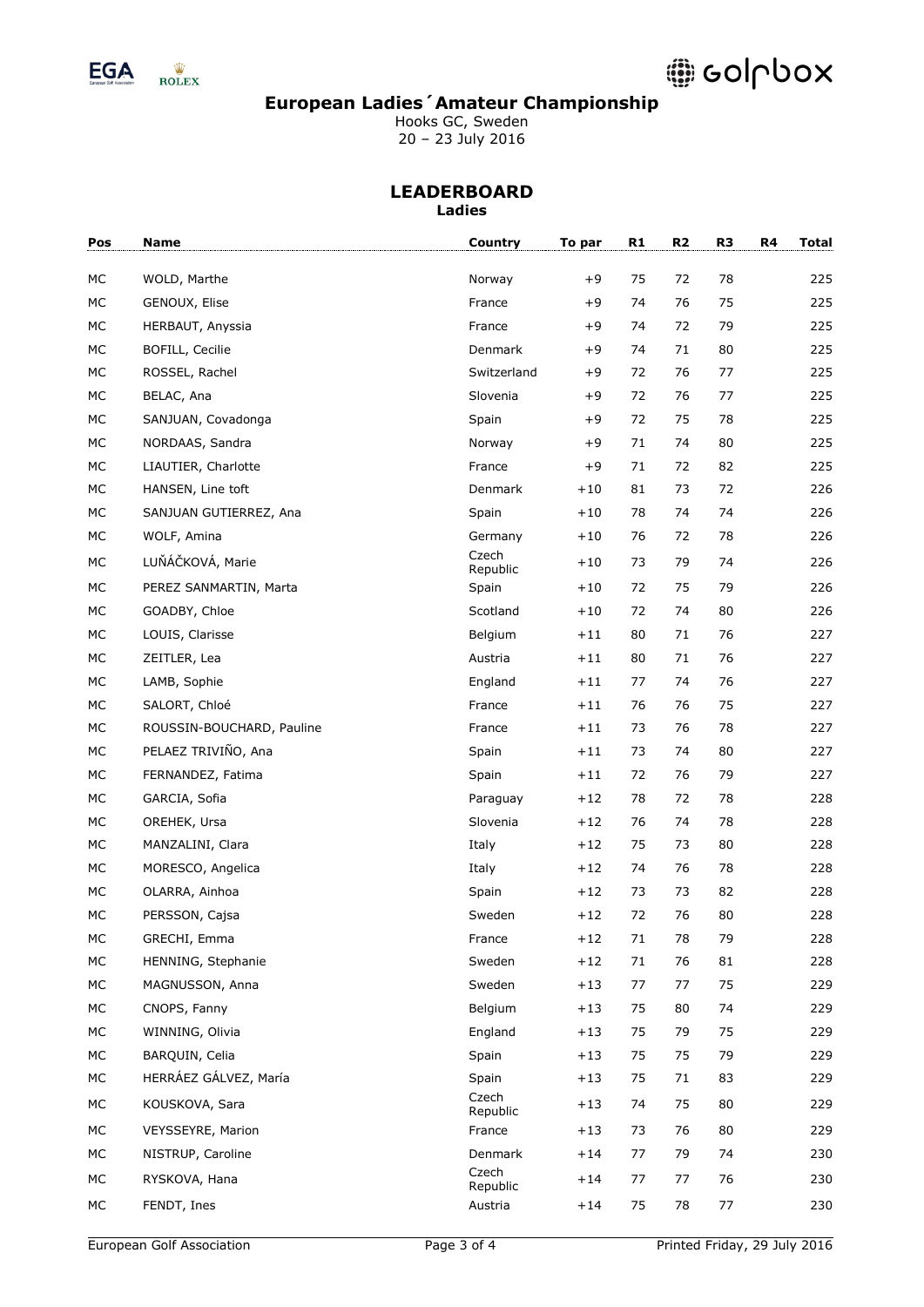# European Ladies´Amateur Championship

Hooks GC, Sweden
20 – 23 July 2016

## LEADERBOARD

### Ladies

| Pos | Name | Country | To par | R1 | R2 | R3 | R4 | Total |
|---|---|---|---|---|---|---|---|---|
| MC | WOLD, Marthe | Norway | +9 | 75 | 72 | 78 | | 225 |
| MC | GENOUX, Elise | France | +9 | 74 | 76 | 75 | | 225 |
| MC | HERBAUT, Anyssia | France | +9 | 74 | 72 | 79 | | 225 |
| MC | BOFILL, Cecilie | Denmark | +9 | 74 | 71 | 80 | | 225 |
| MC | ROSSEL, Rachel | Switzerland | +9 | 72 | 76 | 77 | | 225 |
| MC | BELAC, Ana | Slovenia | +9 | 72 | 76 | 77 | | 225 |
| MC | SANJUAN, Covadonga | Spain | +9 | 72 | 75 | 78 | | 225 |
| MC | NORDAAS, Sandra | Norway | +9 | 71 | 74 | 80 | | 225 |
| MC | LIAUTIER, Charlotte | France | +9 | 71 | 72 | 82 | | 225 |
| MC | HANSEN, Line toft | Denmark | +10 | 81 | 73 | 72 | | 226 |
| MC | SANJUAN GUTIERREZ, Ana | Spain | +10 | 78 | 74 | 74 | | 226 |
| MC | WOLF, Amina | Germany | +10 | 76 | 72 | 78 | | 226 |
| MC | LUŇÁČKOVÁ, Marie | Czech Republic | +10 | 73 | 79 | 74 | | 226 |
| MC | PEREZ SANMARTIN, Marta | Spain | +10 | 72 | 75 | 79 | | 226 |
| MC | GOADBY, Chloe | Scotland | +10 | 72 | 74 | 80 | | 226 |
| MC | LOUIS, Clarisse | Belgium | +11 | 80 | 71 | 76 | | 227 |
| MC | ZEITLER, Lea | Austria | +11 | 80 | 71 | 76 | | 227 |
| MC | LAMB, Sophie | England | +11 | 77 | 74 | 76 | | 227 |
| MC | SALORT, Chloé | France | +11 | 76 | 76 | 75 | | 227 |
| MC | ROUSSIN-BOUCHARD, Pauline | France | +11 | 73 | 76 | 78 | | 227 |
| MC | PELAEZ TRIVIÑO, Ana | Spain | +11 | 73 | 74 | 80 | | 227 |
| MC | FERNANDEZ, Fatima | Spain | +11 | 72 | 76 | 79 | | 227 |
| MC | GARCIA, Sofia | Paraguay | +12 | 78 | 72 | 78 | | 228 |
| MC | OREHEK, Ursa | Slovenia | +12 | 76 | 74 | 78 | | 228 |
| MC | MANZALINI, Clara | Italy | +12 | 75 | 73 | 80 | | 228 |
| MC | MORESCO, Angelica | Italy | +12 | 74 | 76 | 78 | | 228 |
| MC | OLARRA, Ainhoa | Spain | +12 | 73 | 73 | 82 | | 228 |
| MC | PERSSON, Cajsa | Sweden | +12 | 72 | 76 | 80 | | 228 |
| MC | GRECHI, Emma | France | +12 | 71 | 78 | 79 | | 228 |
| MC | HENNING, Stephanie | Sweden | +12 | 71 | 76 | 81 | | 228 |
| MC | MAGNUSSON, Anna | Sweden | +13 | 77 | 77 | 75 | | 229 |
| MC | CNOPS, Fanny | Belgium | +13 | 75 | 80 | 74 | | 229 |
| MC | WINNING, Olivia | England | +13 | 75 | 79 | 75 | | 229 |
| MC | BARQUIN, Celia | Spain | +13 | 75 | 75 | 79 | | 229 |
| MC | HERRÁEZ GÁLVEZ, María | Spain | +13 | 75 | 71 | 83 | | 229 |
| MC | KOUSKOVA, Sara | Czech Republic | +13 | 74 | 75 | 80 | | 229 |
| MC | VEYSSEYRE, Marion | France | +13 | 73 | 76 | 80 | | 229 |
| MC | NISTRUP, Caroline | Denmark | +14 | 77 | 79 | 74 | | 230 |
| MC | RYSKOVA, Hana | Czech Republic | +14 | 77 | 77 | 76 | | 230 |
| MC | FENDT, Ines | Austria | +14 | 75 | 78 | 77 | | 230 |

European Golf Association — Printed Friday, 29 July 2016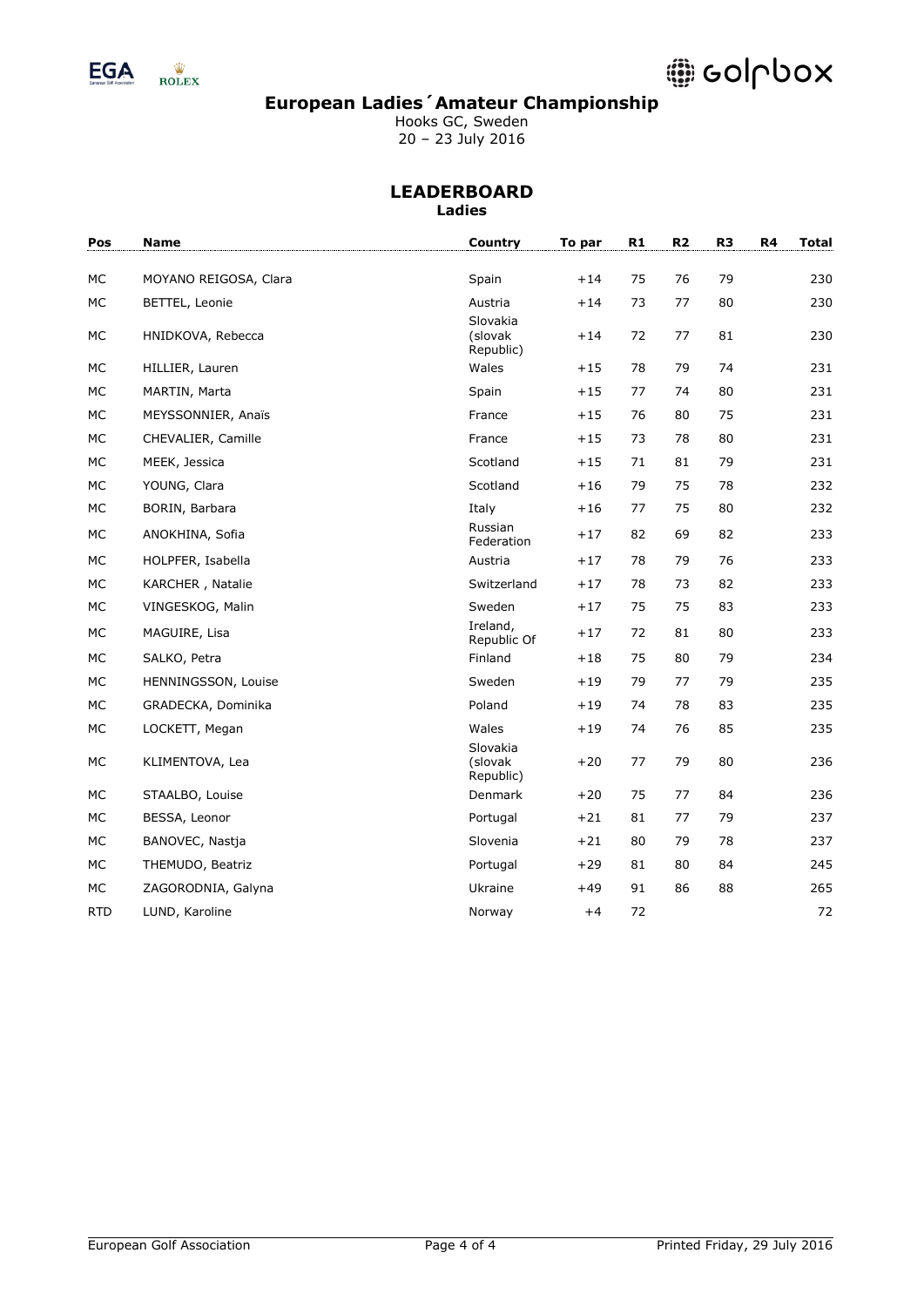# European Ladies´Amateur Championship

Hooks GC, Sweden
20 – 23 July 2016

## LEADERBOARD

### Ladies

| Pos | Name | Country | To par | R1 | R2 | R3 | R4 | Total |
|---|---|---|---|---|---|---|---|---|
| MC | MOYANO REIGOSA, Clara | Spain | +14 | 75 | 76 | 79 | | 230 |
| MC | BETTEL, Leonie | Austria | +14 | 73 | 77 | 80 | | 230 |
| MC | HNIDKOVA, Rebecca | Slovakia (slovak Republic) | +14 | 72 | 77 | 81 | | 230 |
| MC | HILLIER, Lauren | Wales | +15 | 78 | 79 | 74 | | 231 |
| MC | MARTIN, Marta | Spain | +15 | 77 | 74 | 80 | | 231 |
| MC | MEYSSONNIER, Anaïs | France | +15 | 76 | 80 | 75 | | 231 |
| MC | CHEVALIER, Camille | France | +15 | 73 | 78 | 80 | | 231 |
| MC | MEEK, Jessica | Scotland | +15 | 71 | 81 | 79 | | 231 |
| MC | YOUNG, Clara | Scotland | +16 | 79 | 75 | 78 | | 232 |
| MC | BORIN, Barbara | Italy | +16 | 77 | 75 | 80 | | 232 |
| MC | ANOKHINA, Sofia | Russian Federation | +17 | 82 | 69 | 82 | | 233 |
| MC | HOLPFER, Isabella | Austria | +17 | 78 | 79 | 76 | | 233 |
| MC | KARCHER , Natalie | Switzerland | +17 | 78 | 73 | 82 | | 233 |
| MC | VINGESKOG, Malin | Sweden | +17 | 75 | 75 | 83 | | 233 |
| MC | MAGUIRE, Lisa | Ireland, Republic Of | +17 | 72 | 81 | 80 | | 233 |
| MC | SALKO, Petra | Finland | +18 | 75 | 80 | 79 | | 234 |
| MC | HENNINGSSON, Louise | Sweden | +19 | 79 | 77 | 79 | | 235 |
| MC | GRADECKA, Dominika | Poland | +19 | 74 | 78 | 83 | | 235 |
| MC | LOCKETT, Megan | Wales | +19 | 74 | 76 | 85 | | 235 |
| MC | KLIMENTOVA, Lea | Slovakia (slovak Republic) | +20 | 77 | 79 | 80 | | 236 |
| MC | STAALBO, Louise | Denmark | +20 | 75 | 77 | 84 | | 236 |
| MC | BESSA, Leonor | Portugal | +21 | 81 | 77 | 79 | | 237 |
| MC | BANOVEC, Nastja | Slovenia | +21 | 80 | 79 | 78 | | 237 |
| MC | THEMUDO, Beatriz | Portugal | +29 | 81 | 80 | 84 | | 245 |
| MC | ZAGORODNIA, Galyna | Ukraine | +49 | 91 | 86 | 88 | | 265 |
| RTD | LUND, Karoline | Norway | +4 | 72 | | | | 72 |